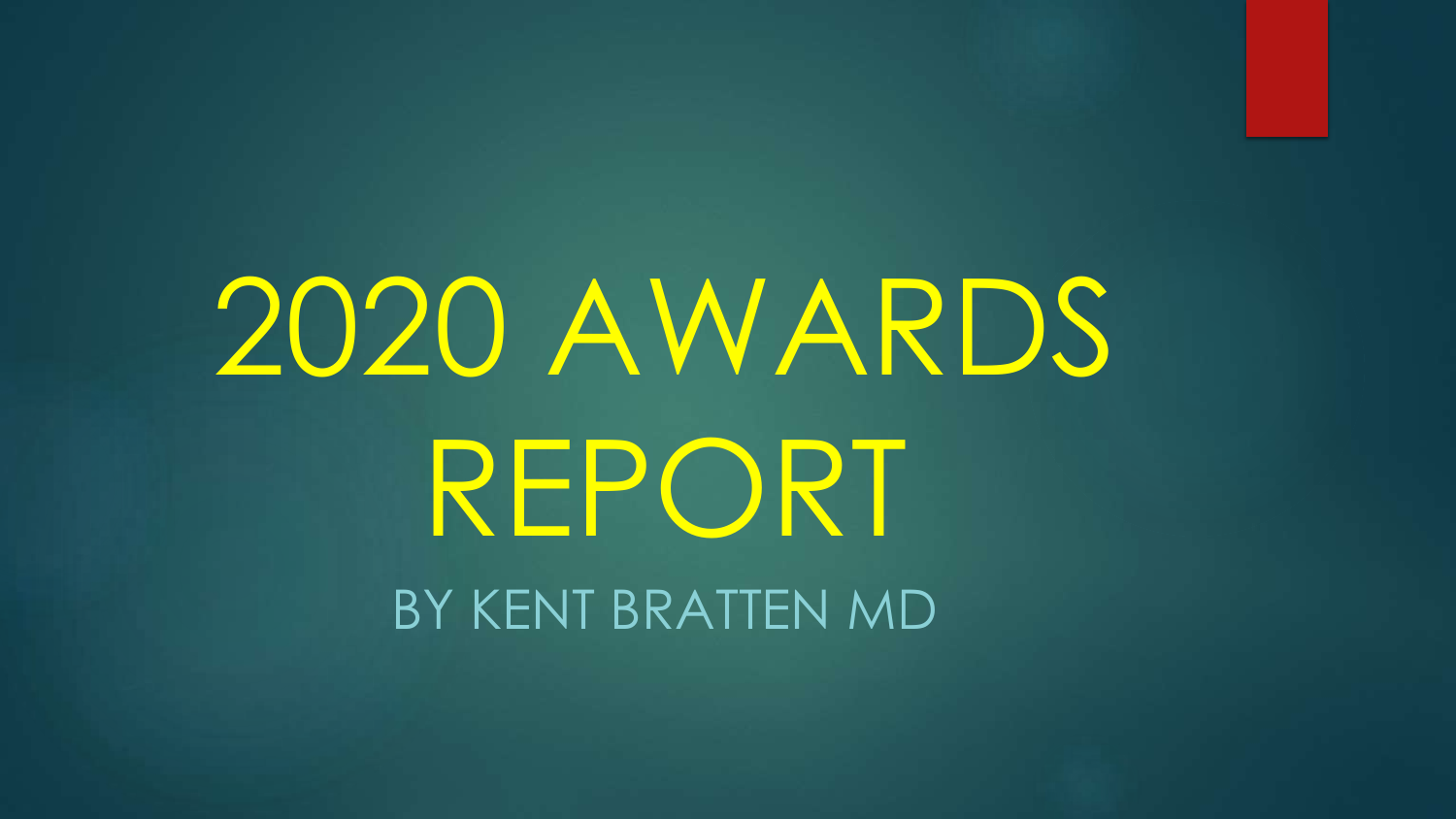# 2020 AWARDS REPORT

BY KENT BRATTEN MD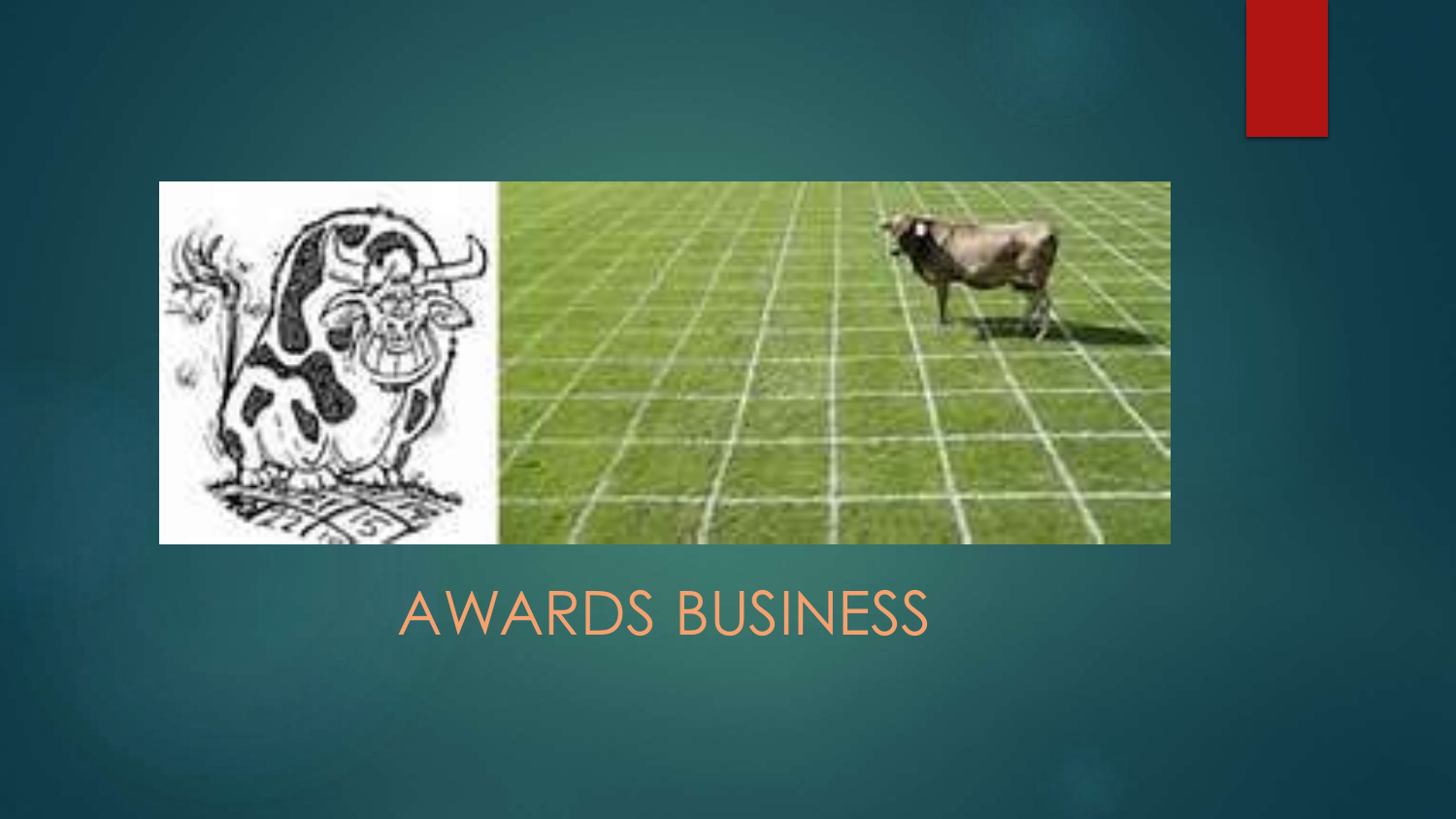AWARDS BUSINESS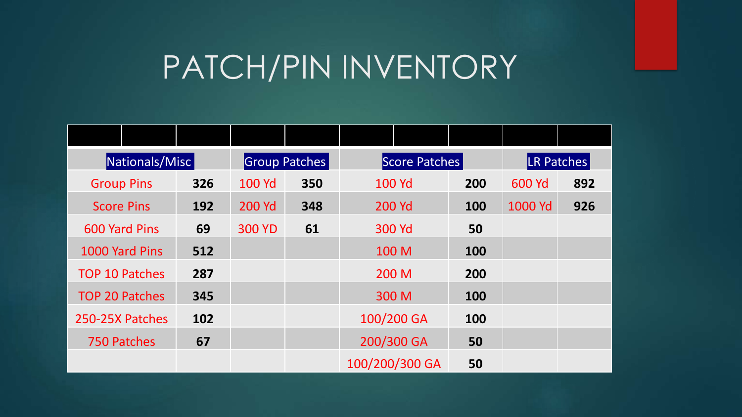# PATCH/PIN INVENTORY

| Nationals/Misc | | Group Patches | | Score Patches | | LR Patches | |
|---|---|---|---|---|---|---|---|
| Group Pins | **326** | 100 Yd | **350** | 100 Yd | **200** | 600 Yd | **892** |
| Score Pins | **192** | 200 Yd | **348** | 200 Yd | **100** | 1000 Yd | **926** |
| 600 Yard Pins | **69** | 300 YD | **61** | 300 Yd | **50** | | |
| 1000 Yard Pins | **512** | | | 100 M | **100** | | |
| TOP 10 Patches | **287** | | | 200 M | **200** | | |
| TOP 20 Patches | **345** | | | 300 M | **100** | | |
| 250-25X Patches | **102** | | | 100/200 GA | **100** | | |
| 750 Patches | **67** | | | 200/300 GA | **50** | | |
| | | | | 100/200/300 GA | **50** | | |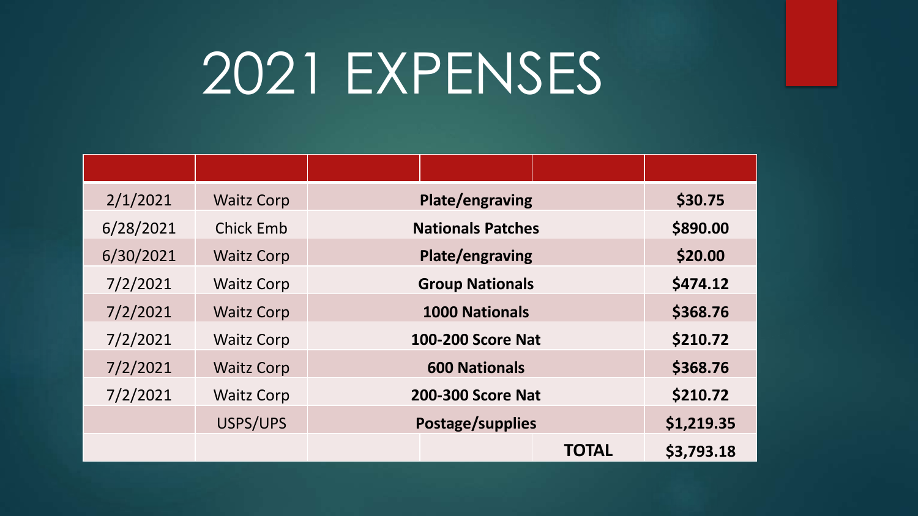# 2021 EXPENSES

| | | | |
|---|---|---|---|
| 2/1/2021 | Waitz Corp | **Plate/engraving** | **$30.75** |
| 6/28/2021 | Chick Emb | **Nationals Patches** | **$890.00** |
| 6/30/2021 | Waitz Corp | **Plate/engraving** | **$20.00** |
| 7/2/2021 | Waitz Corp | **Group Nationals** | **$474.12** |
| 7/2/2021 | Waitz Corp | **1000 Nationals** | **$368.76** |
| 7/2/2021 | Waitz Corp | **100-200 Score Nat** | **$210.72** |
| 7/2/2021 | Waitz Corp | **600 Nationals** | **$368.76** |
| 7/2/2021 | Waitz Corp | **200-300 Score Nat** | **$210.72** |
| | USPS/UPS | **Postage/supplies** | **$1,219.35** |
| | | **TOTAL** | **$3,793.18** |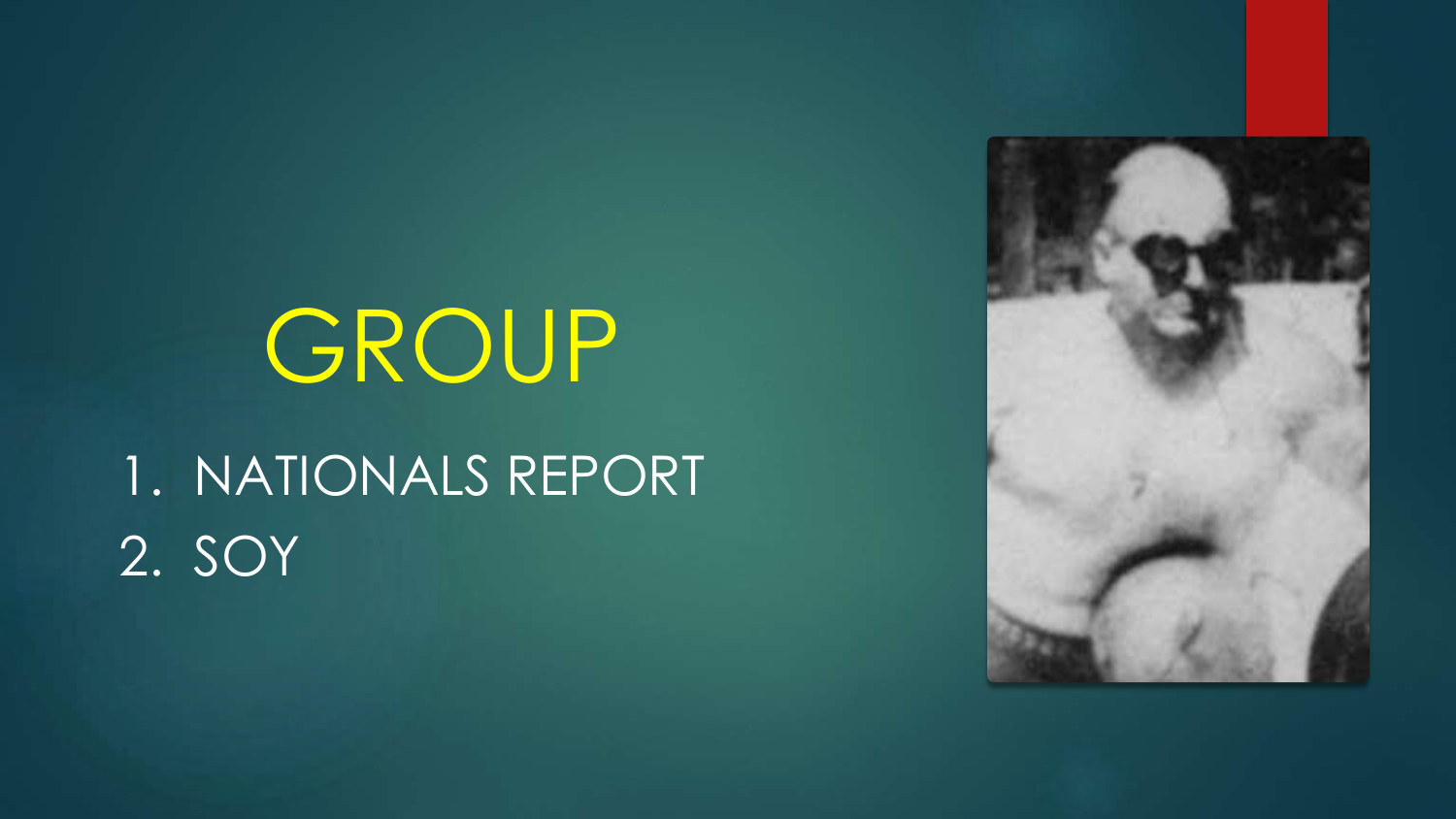# GROUP

1. NATIONALS REPORT
2. SOY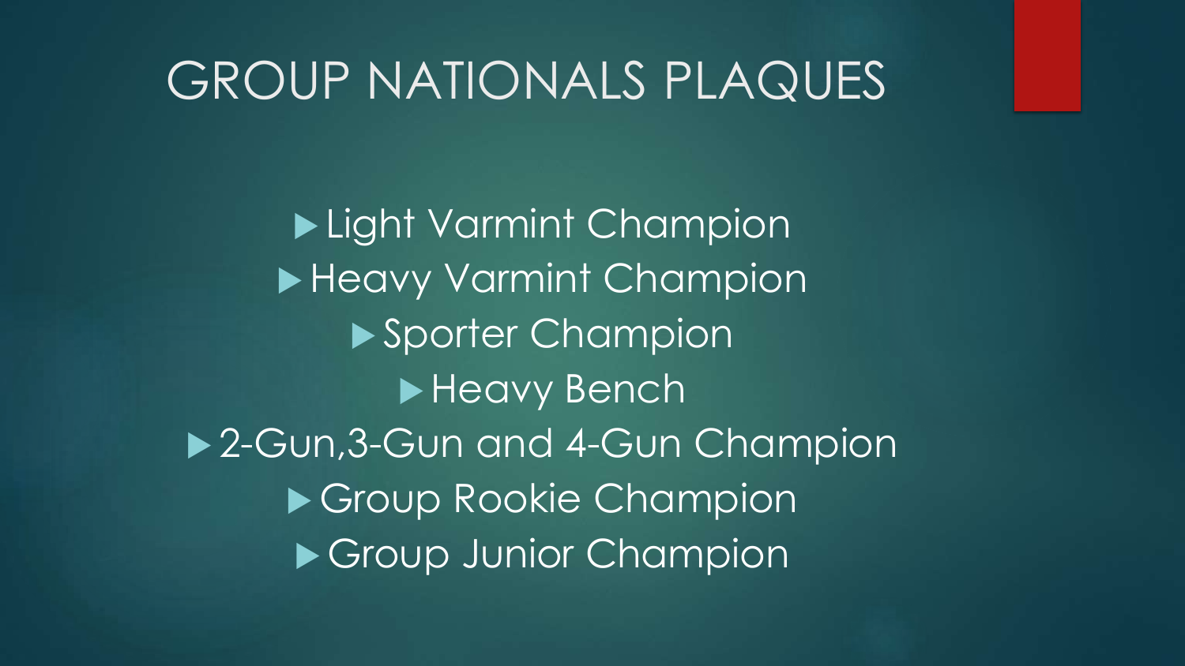# GROUP NATIONALS PLAQUES

- Light Varmint Champion
- Heavy Varmint Champion
- Sporter Champion
- Heavy Bench
- 2-Gun,3-Gun and 4-Gun Champion
- Group Rookie Champion
- Group Junior Champion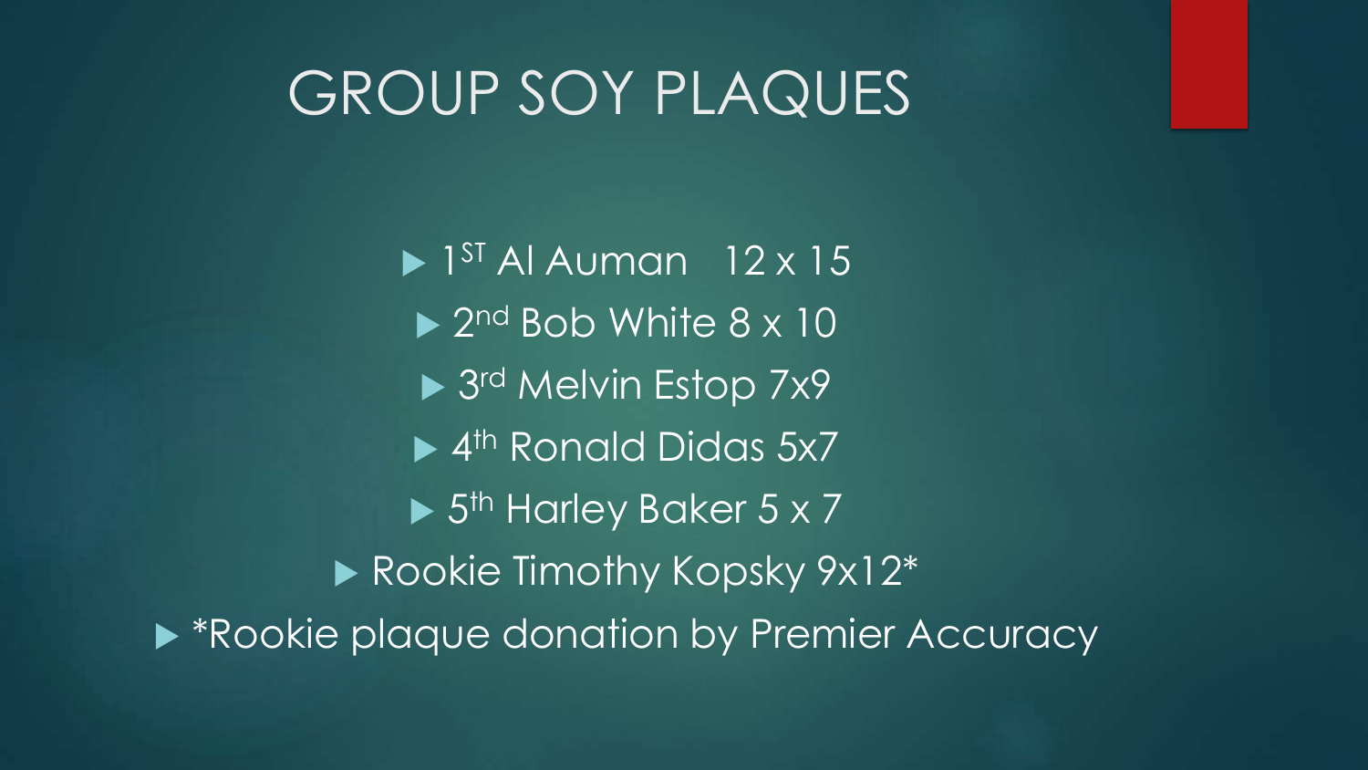# GROUP SOY PLAQUES

- 1ST Al Auman 12 x 15
- 2nd Bob White 8 x 10
- 3rd Melvin Estop 7x9
- 4th Ronald Didas 5x7
- 5th Harley Baker 5 x 7
- Rookie Timothy Kopsky 9x12*
- *Rookie plaque donation by Premier Accuracy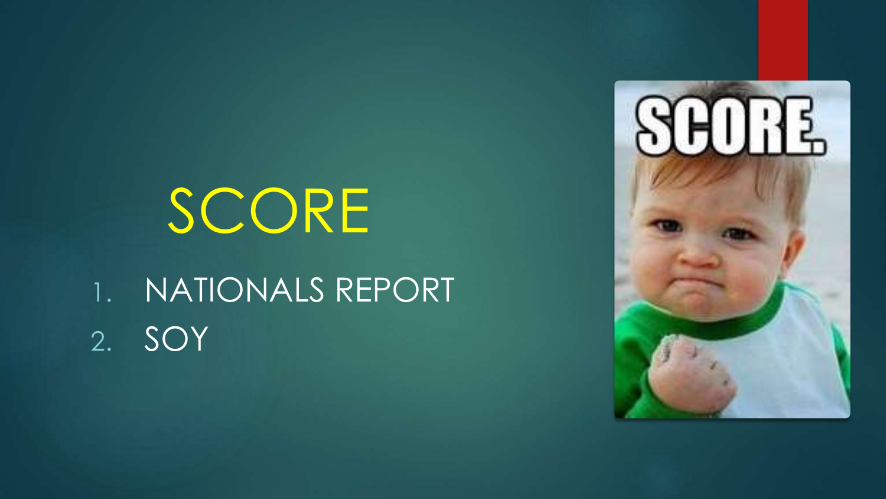# SCORE

1. NATIONALS REPORT
2. SOY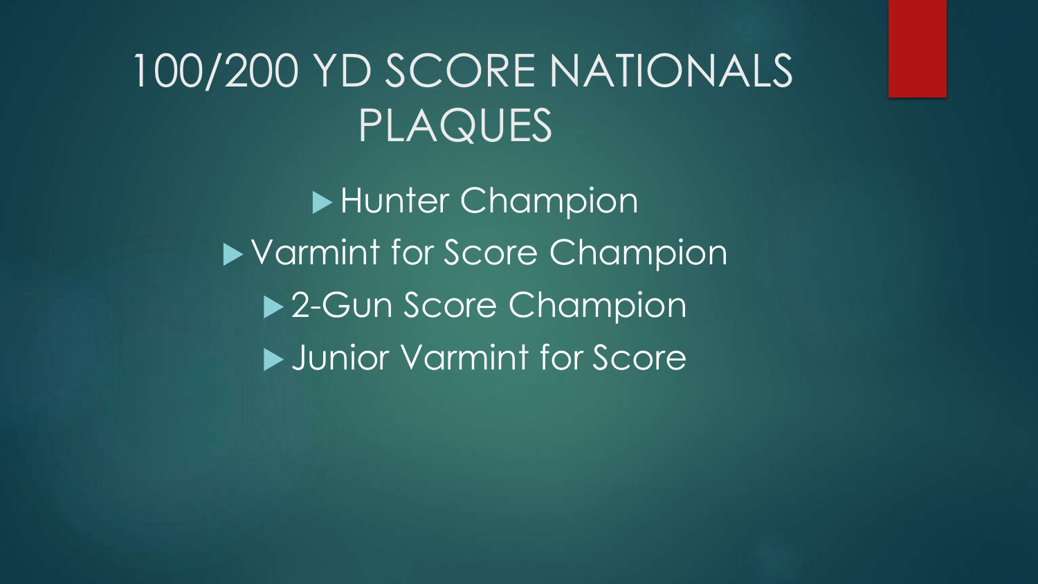# 100/200 YD SCORE NATIONALS PLAQUES

- Hunter Champion
- Varmint for Score Champion
- 2-Gun Score Champion
- Junior Varmint for Score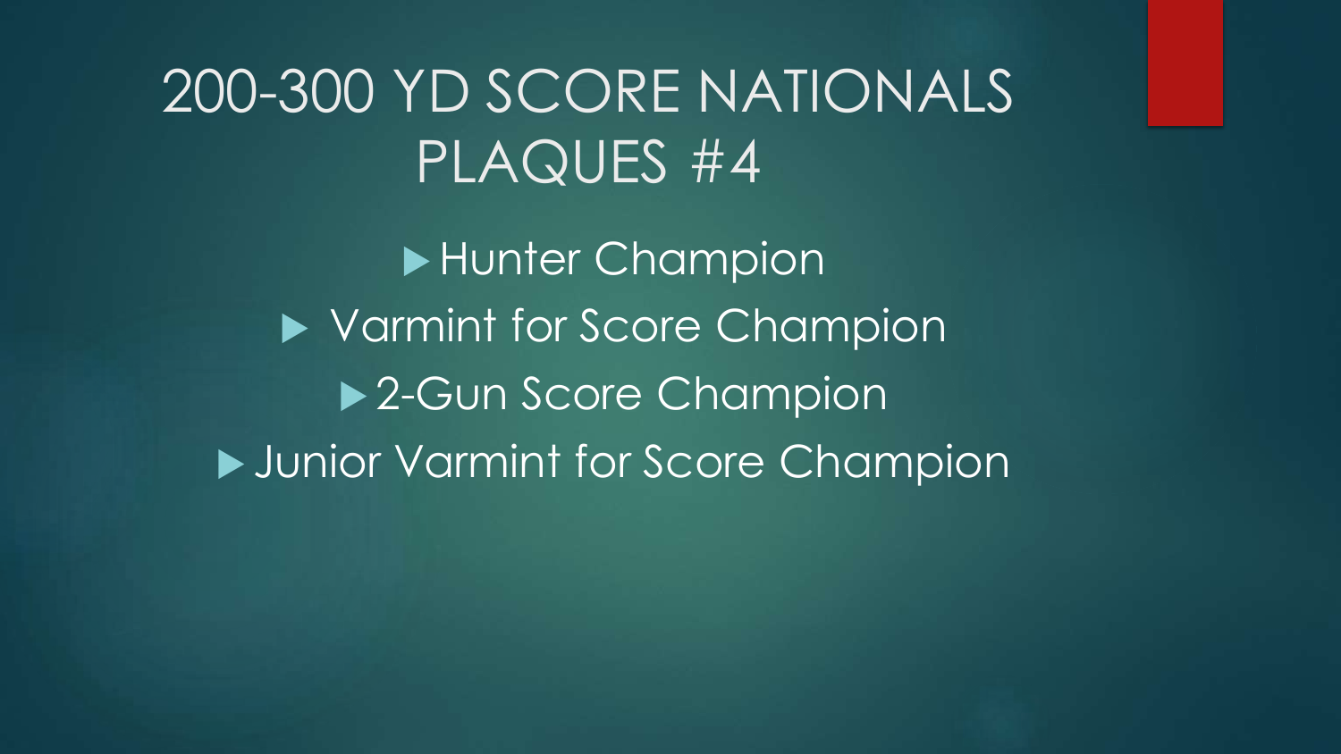# 200-300 YD SCORE NATIONALS PLAQUES #4

- Hunter Champion
- Varmint for Score Champion
- 2-Gun Score Champion
- Junior Varmint for Score Champion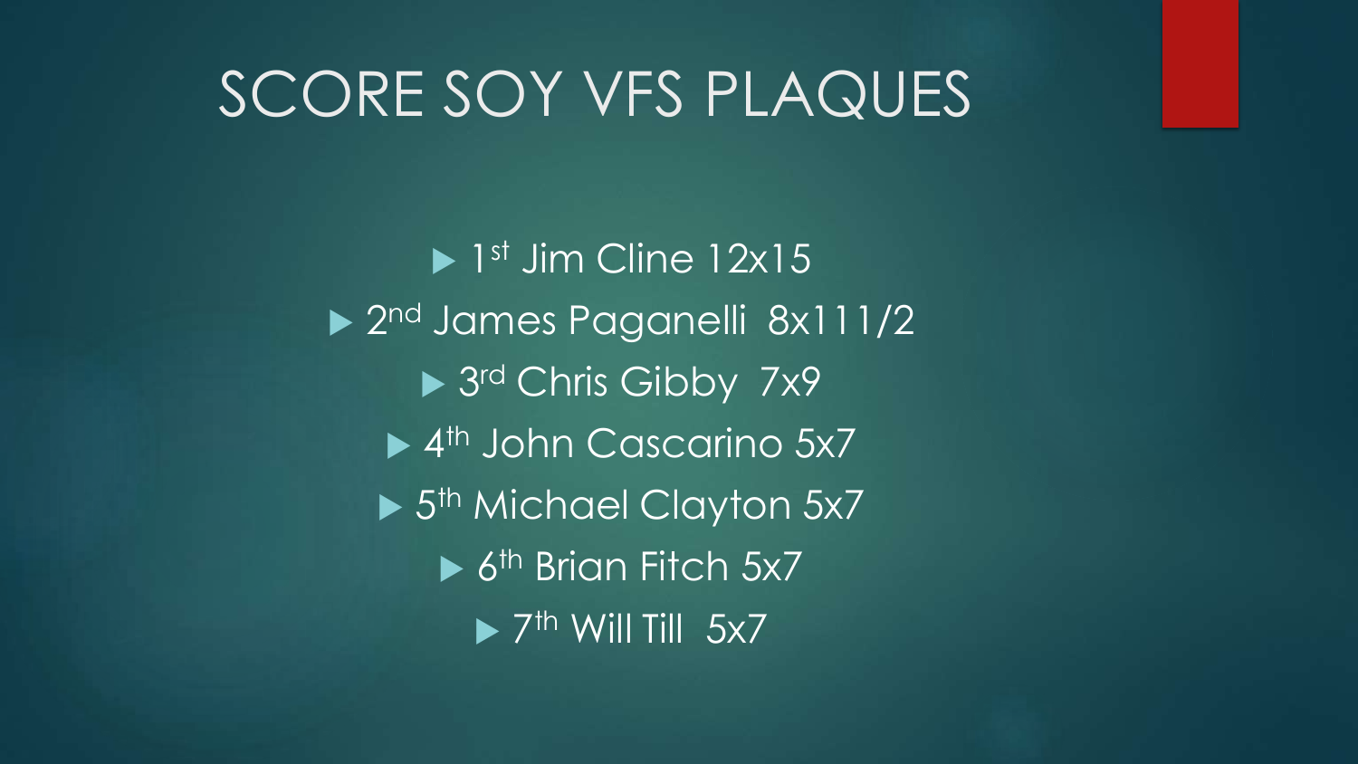# SCORE SOY VFS PLAQUES

- 1st Jim Cline 12x15
- 2nd James Paganelli 8x111/2
- 3rd Chris Gibby 7x9
- 4th John Cascarino 5x7
- 5th Michael Clayton 5x7
- 6th Brian Fitch 5x7
- 7th Will Till 5x7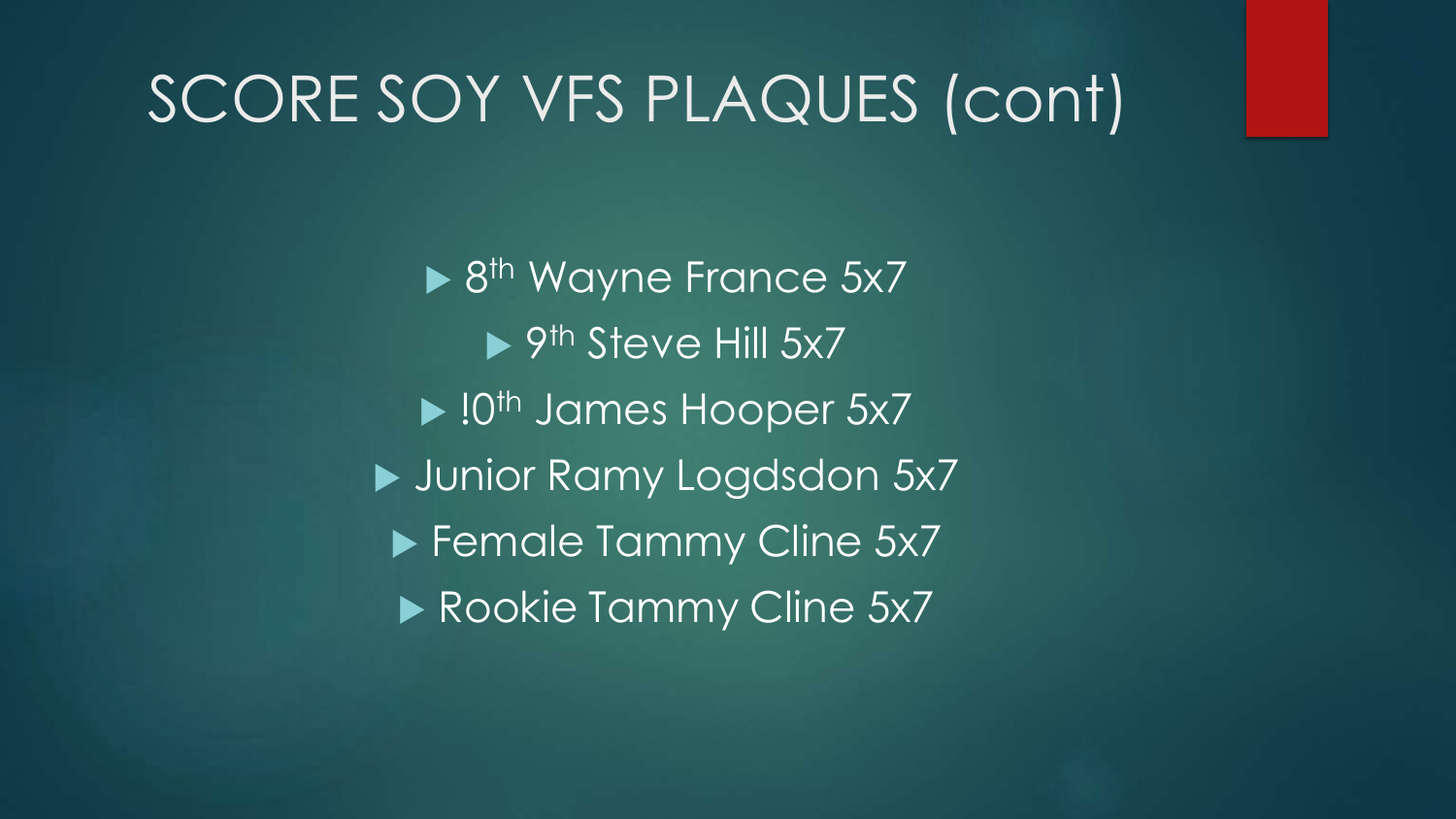# SCORE SOY VFS PLAQUES (cont)

- 8th Wayne France 5x7
- 9th Steve Hill 5x7
- !0th James Hooper 5x7
- Junior Ramy Logdsdon 5x7
- Female Tammy Cline 5x7
- Rookie Tammy Cline 5x7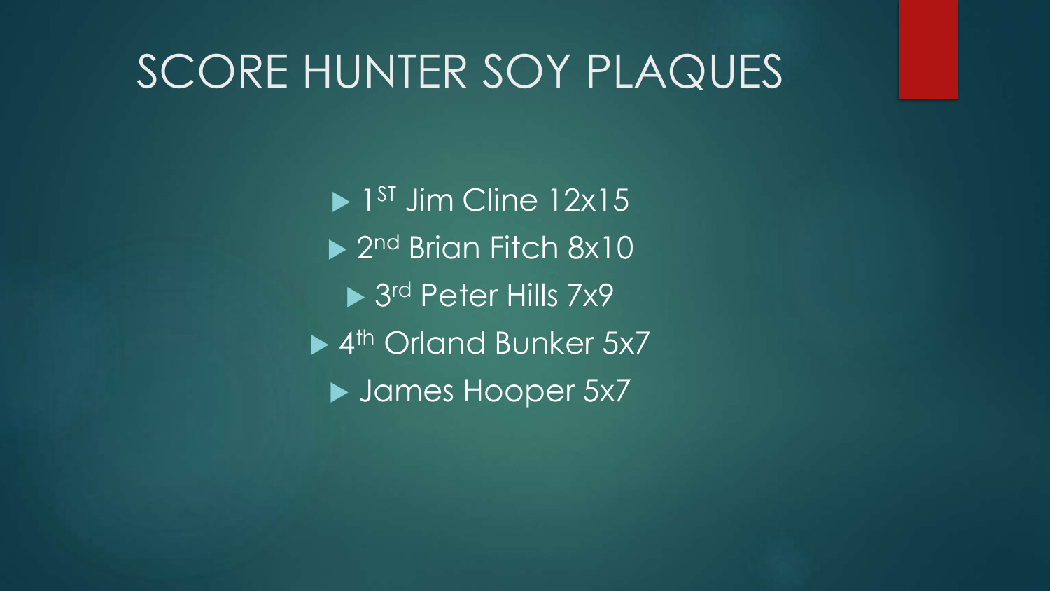# SCORE HUNTER SOY PLAQUES

- 1ST Jim Cline 12x15
- 2nd Brian Fitch 8x10
- 3rd Peter Hills 7x9
- 4th Orland Bunker 5x7
- James Hooper 5x7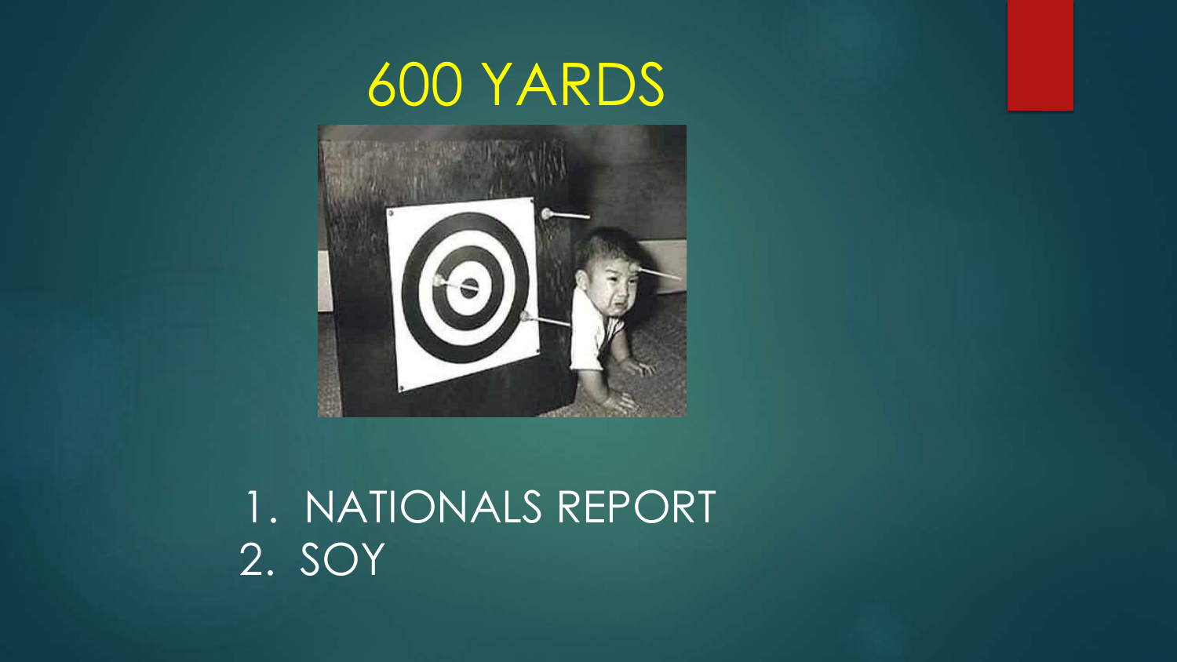# 600 YARDS

1. NATIONALS REPORT
2. SOY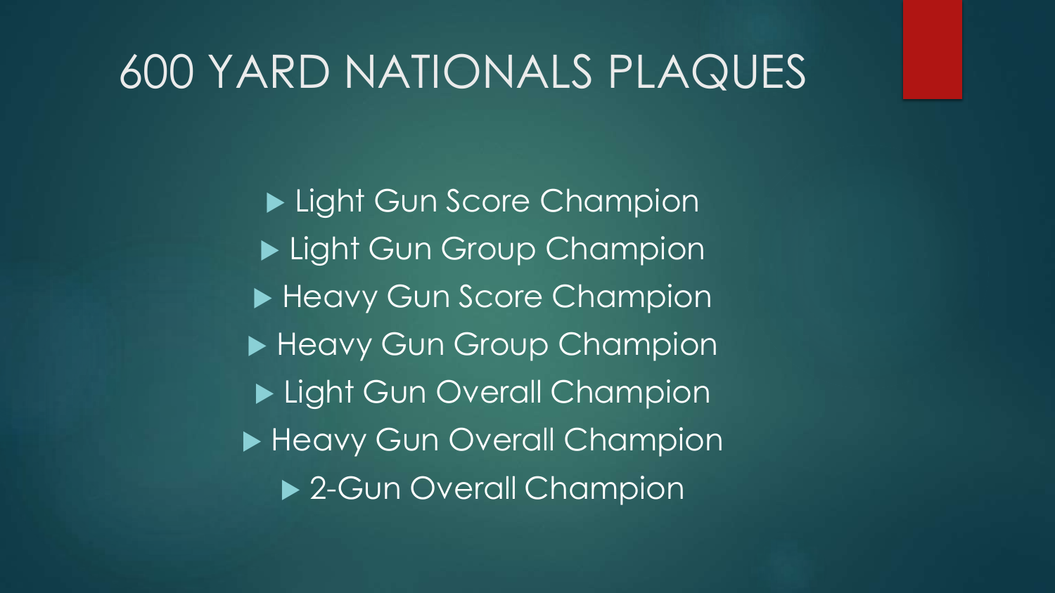# 600 YARD NATIONALS PLAQUES

- Light Gun Score Champion
- Light Gun Group Champion
- Heavy Gun Score Champion
- Heavy Gun Group Champion
- Light Gun Overall Champion
- Heavy Gun Overall Champion
- 2-Gun Overall Champion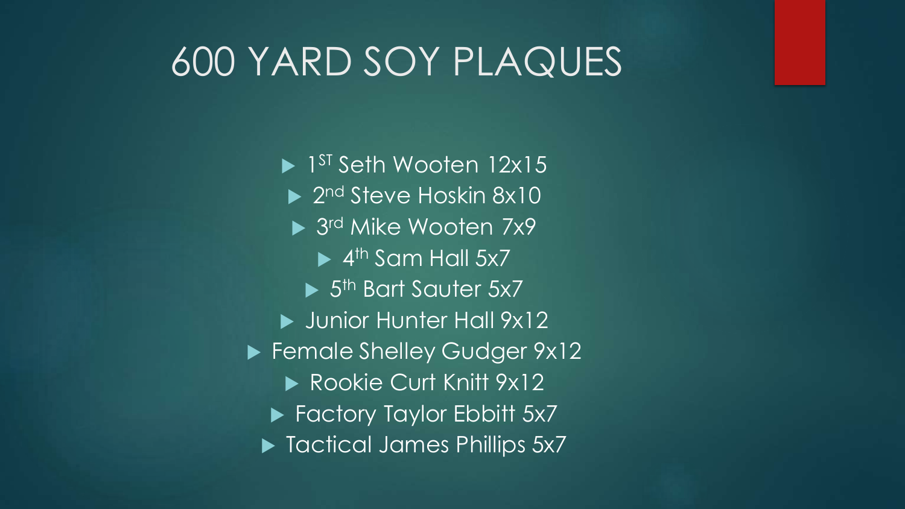# 600 YARD SOY PLAQUES

- 1ST Seth Wooten 12x15
- 2nd Steve Hoskin 8x10
- 3rd Mike Wooten 7x9
- 4th Sam Hall 5x7
- 5th Bart Sauter 5x7
- Junior Hunter Hall 9x12
- Female Shelley Gudger 9x12
- Rookie Curt Knitt 9x12
- Factory Taylor Ebbitt 5x7
- Tactical James Phillips 5x7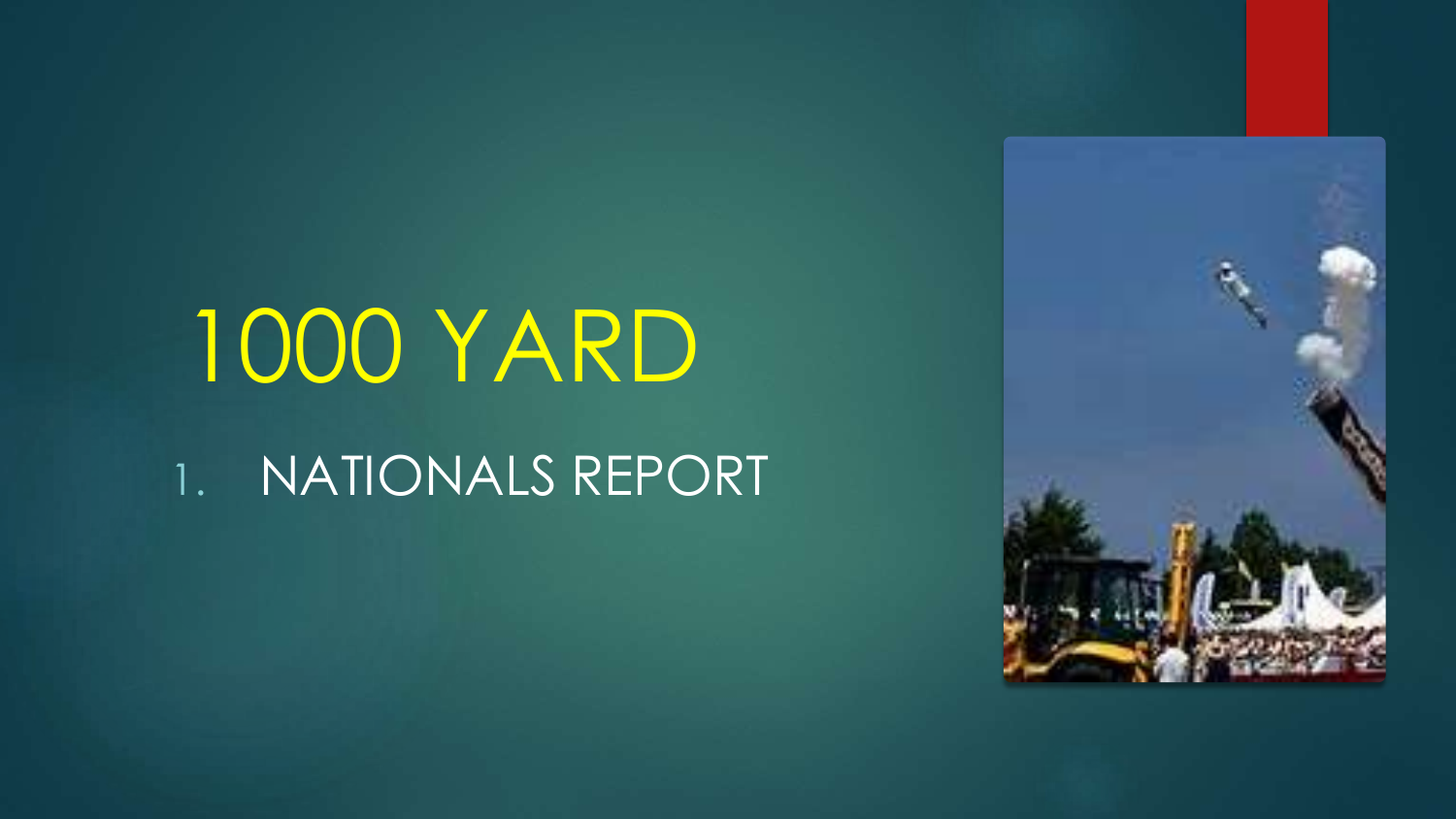# 1000 YARD

1. NATIONALS REPORT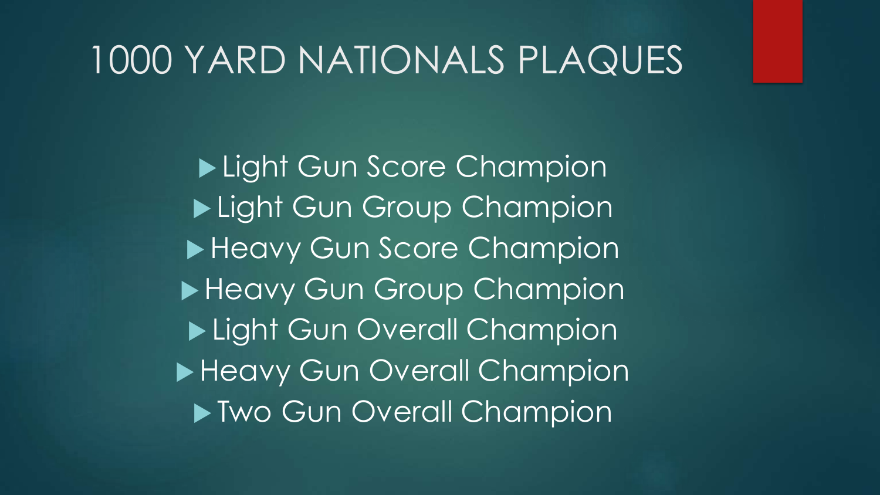# 1000 YARD NATIONALS PLAQUES

- Light Gun Score Champion
- Light Gun Group Champion
- Heavy Gun Score Champion
- Heavy Gun Group Champion
- Light Gun Overall Champion
- Heavy Gun Overall Champion
- Two Gun Overall Champion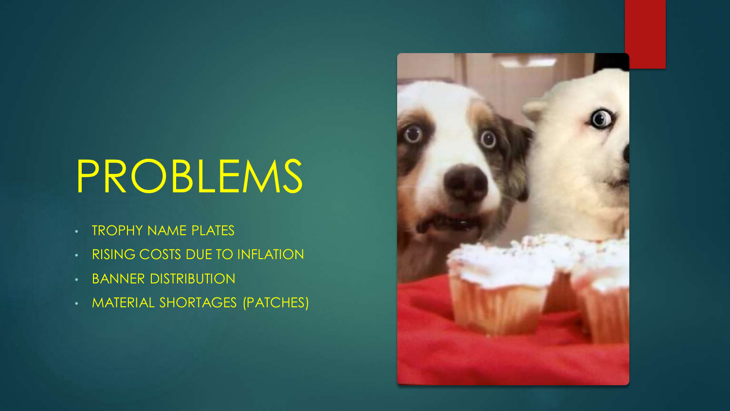# PROBLEMS

- TROPHY NAME PLATES
- RISING COSTS DUE TO INFLATION
- BANNER DISTRIBUTION
- MATERIAL SHORTAGES (PATCHES)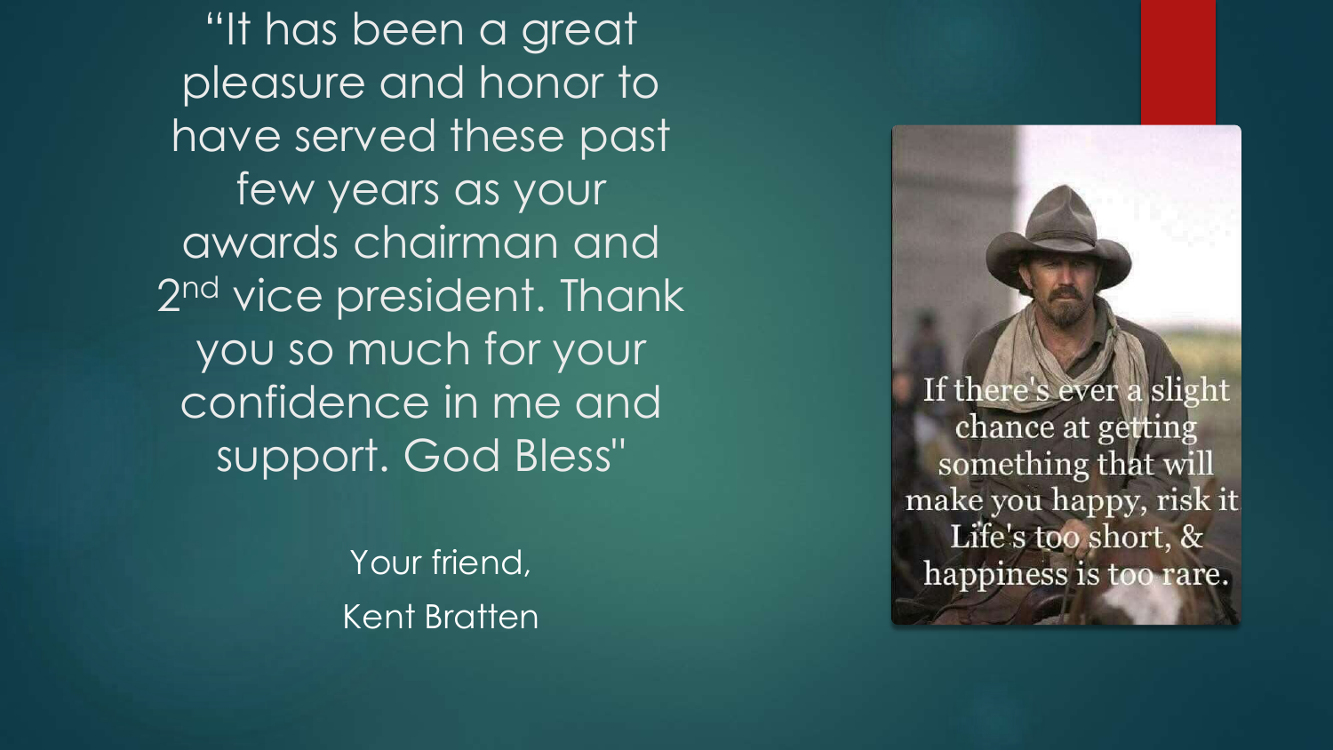"It has been a great pleasure and honor to have served these past few years as your awards chairman and 2nd vice president. Thank you so much for your confidence in me and support. God Bless"

Your friend,

Kent Bratten

If there's ever a slight chance at getting something that will make you happy, risk it. Life's too short, & happiness is too rare.